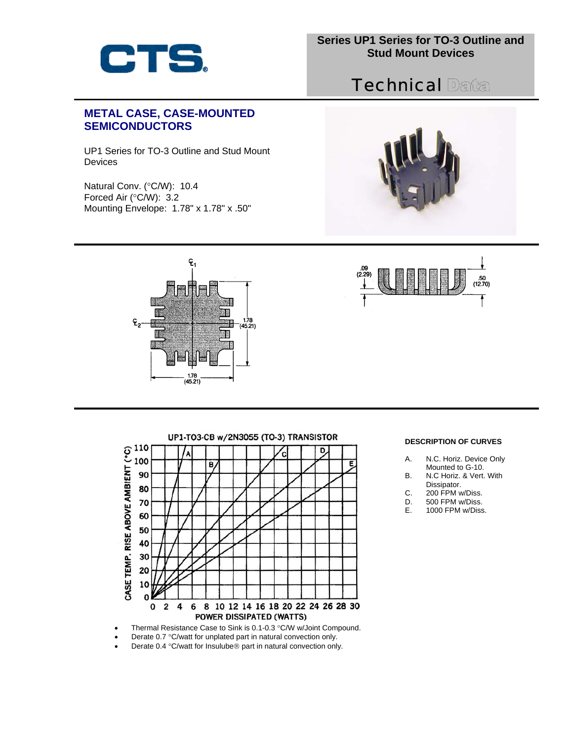# Series UP1 Series for TO-3 Outline and Stud Mount Devices

## Technical Data

## METAL CASE, CASE-MOUNTED SEMICONDUCTORS

UP1 Series for TO-3 Outline and Stud Mount Devices

Natural Conv. (°C/W): 10.4
Forced Air (°C/W): 3.2
Mounting Envelope: 1.78" x 1.78" x .50"

### DESCRIPTION OF CURVES

A. N.C. Horiz. Device Only Mounted to G-10.
B. N.C Horiz. & Vert. With Dissipator.
C. 200 FPM w/Diss.
D. 500 FPM w/Diss.
E. 1000 FPM w/Diss.

- Thermal Resistance Case to Sink is 0.1-0.3 °C/W w/Joint Compound.
- Derate 0.7 °C/watt for unplated part in natural convection only.
- Derate 0.4 °C/watt for Insulube® part in natural convection only.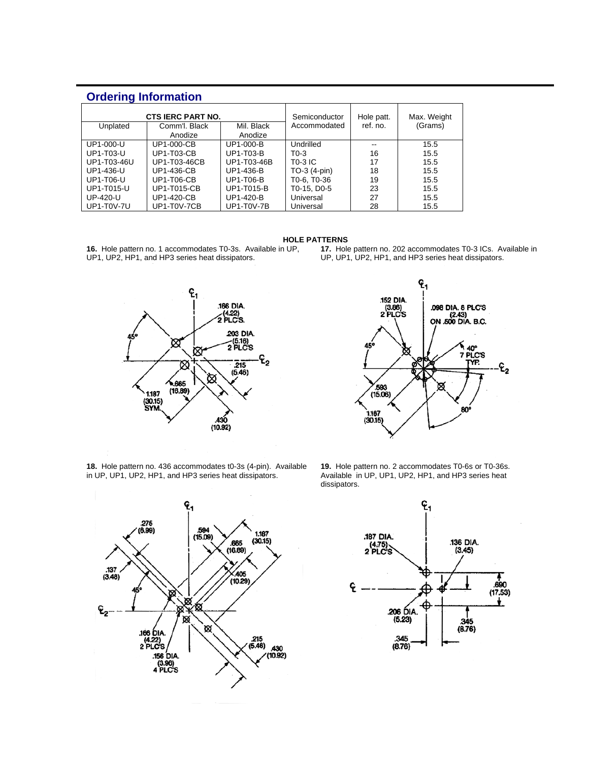## Ordering Information

| CTS IERC PART NO. | | | Semiconductor Accommodated | Hole patt. ref. no. | Max. Weight (Grams) |
|---|---|---|---|---|---|
| Unplated | Comm'l. Black Anodize | Mil. Black Anodize | | | |
| UP1-000-U | UP1-000-CB | UP1-000-B | Undrilled | -- | 15.5 |
| UP1-T03-U | UP1-T03-CB | UP1-T03-B | T0-3 | 16 | 15.5 |
| UP1-T03-46U | UP1-T03-46CB | UP1-T03-46B | T0-3 IC | 17 | 15.5 |
| UP1-436-U | UP1-436-CB | UP1-436-B | TO-3 (4-pin) | 18 | 15.5 |
| UP1-T06-U | UP1-T06-CB | UP1-T06-B | T0-6, T0-36 | 19 | 15.5 |
| UP1-T015-U | UP1-T015-CB | UP1-T015-B | T0-15, D0-5 | 23 | 15.5 |
| UP-420-U | UP1-420-CB | UP1-420-B | Universal | 27 | 15.5 |
| UP1-T0V-7U | UP1-T0V-7CB | UP1-T0V-7B | Universal | 28 | 15.5 |

### HOLE PATTERNS

**16.** Hole pattern no. 1 accommodates T0-3s. Available in UP, UP1, UP2, HP1, and HP3 series heat dissipators.

**17.** Hole pattern no. 202 accommodates T0-3 ICs. Available in UP, UP1, UP2, HP1, and HP3 series heat dissipators.

**18.** Hole pattern no. 436 accommodates t0-3s (4-pin). Available in UP, UP1, UP2, HP1, and HP3 series heat dissipators.

**19.** Hole pattern no. 2 accommodates T0-6s or T0-36s. Available in UP, UP1, UP2, HP1, and HP3 series heat dissipators.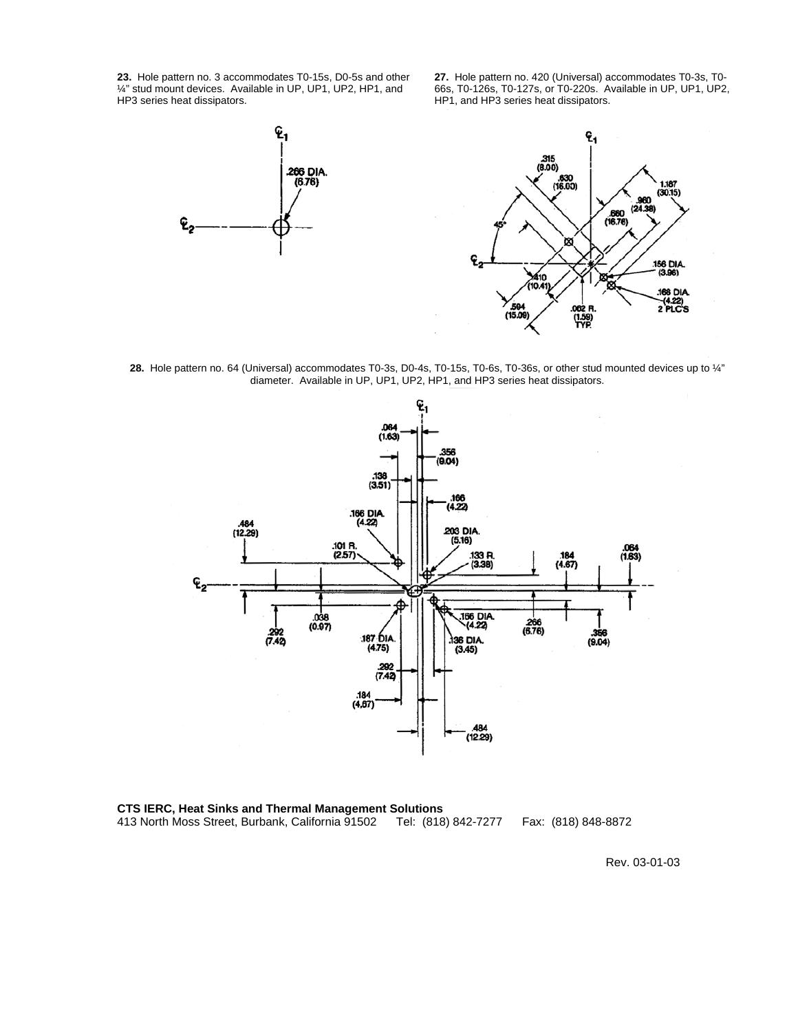**23.** Hole pattern no. 3 accommodates T0-15s, D0-5s and other ¼" stud mount devices. Available in UP, UP1, UP2, HP1, and HP3 series heat dissipators.

℄1

.266 DIA.
(6.76)

℄2

**27.** Hole pattern no. 420 (Universal) accommodates T0-3s, T0-66s, T0-126s, T0-127s, or T0-220s. Available in UP, UP1, UP2, HP1, and HP3 series heat dissipators.

℄1

.315
(8.00)

.630
(16.00)

1.187
(30.15)

.960
(24.38)

.660
(16.76)

45°

℄2

.156 DIA.
(3.96)

.410
(10.41)

.166 DIA.
(4.22)
2 PLC'S

.594
(15.09)

.062 R.
(1.59)
TYP.

**28.** Hole pattern no. 64 (Universal) accommodates T0-3s, D0-4s, T0-15s, T0-6s, T0-36s, or other stud mounted devices up to ¼" diameter. Available in UP, UP1, UP2, HP1, and HP3 series heat dissipators.

℄1

.064
(1.63)

.356
(9.04)

.138
(3.51)

.166
(4.22)

.166 DIA.
(4.22)

.484
(12.29)

.203 DIA.
(5.16)

.101 R.
(2.57)

.133 R.
(3.38)

.184
(4.67)

.064
(1.63)

℄2

.038
(0.97)

.292
(7.42)

.167 DIA.
(4.75)

.166 DIA.
(4.22)

.136 DIA.
(3.45)

.266
(6.76)

.356
(9.04)

.292
(7.42)

.184
(4.67)

.484
(12.29)

**CTS IERC, Heat Sinks and Thermal Management Solutions**
413 North Moss Street, Burbank, California 91502 Tel: (818) 842-7277 Fax: (818) 848-8872

Rev. 03-01-03